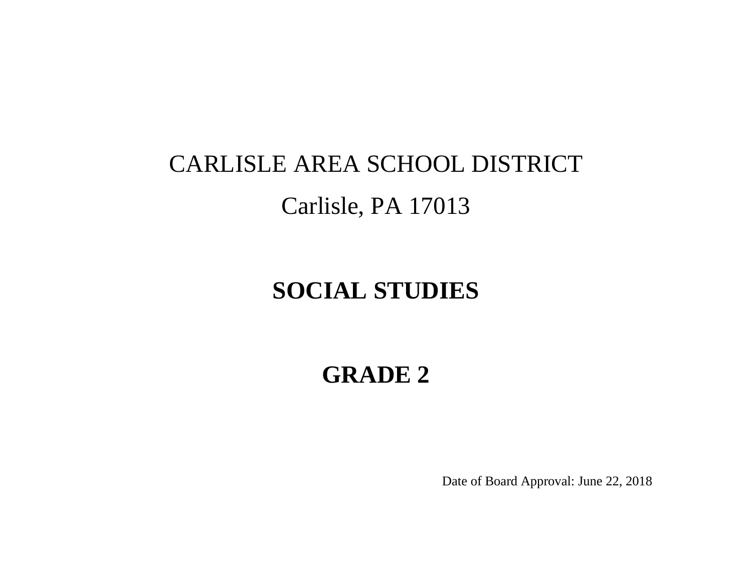CARLISLE AREA SCHOOL DISTRICT

Carlisle, PA 17013

# SOCIAL STUDIES

# GRADE 2

Date of Board Approval: June 22, 2018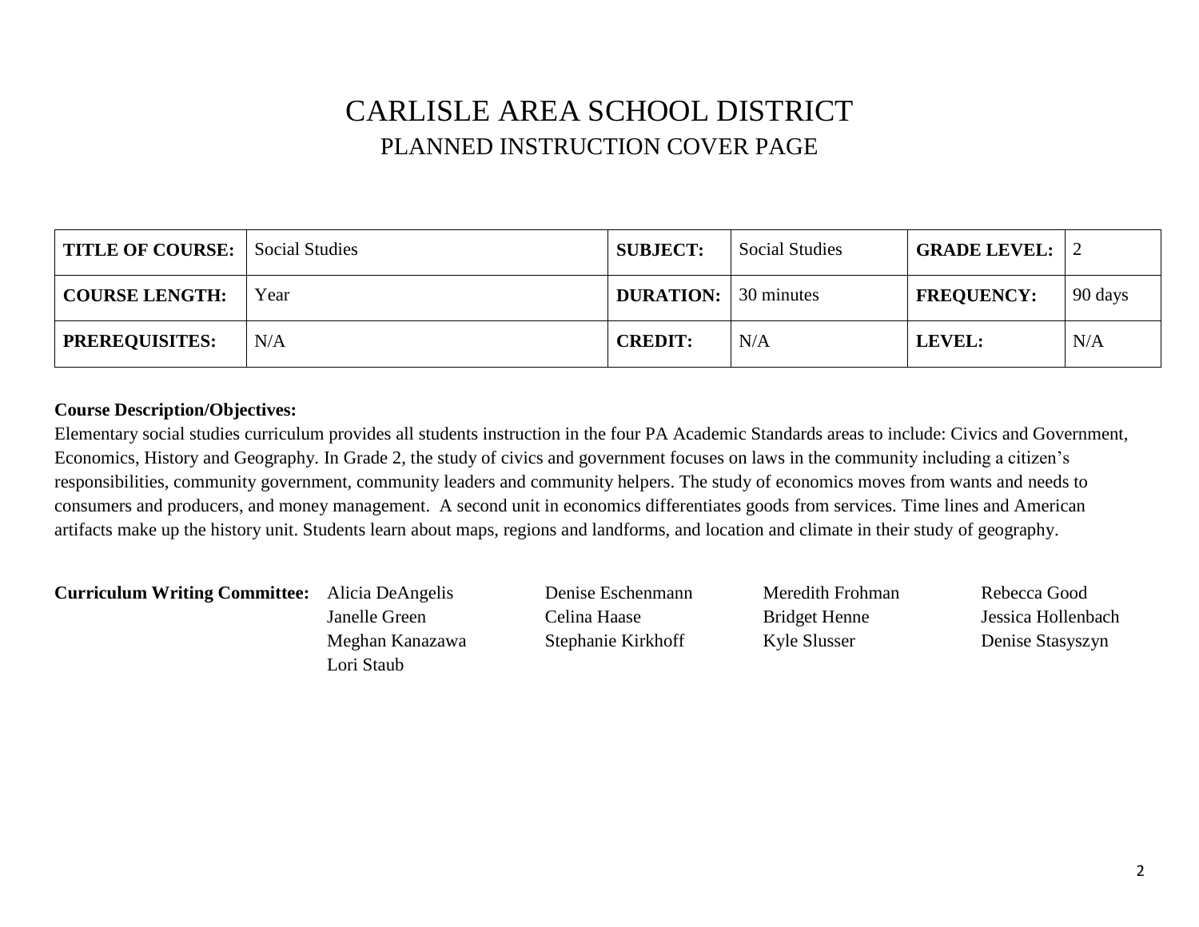# CARLISLE AREA SCHOOL DISTRICT

## PLANNED INSTRUCTION COVER PAGE

| **TITLE OF COURSE:** | Social Studies | **SUBJECT:** | Social Studies | **GRADE LEVEL:** | 2 |
|---|---|---|---|---|---|
| **COURSE LENGTH:** | Year | **DURATION:** | 30 minutes | **FREQUENCY:** | 90 days |
| **PREREQUISITES:** | N/A | **CREDIT:** | N/A | **LEVEL:** | N/A |

**Course Description/Objectives:**

Elementary social studies curriculum provides all students instruction in the four PA Academic Standards areas to include: Civics and Government, Economics, History and Geography. In Grade 2, the study of civics and government focuses on laws in the community including a citizen's responsibilities, community government, community leaders and community helpers. The study of economics moves from wants and needs to consumers and producers, and money management. A second unit in economics differentiates goods from services. Time lines and American artifacts make up the history unit. Students learn about maps, regions and landforms, and location and climate in their study of geography.

**Curriculum Writing Committee:**

| | | | |
|---|---|---|---|
| Alicia DeAngelis | Denise Eschenmann | Meredith Frohman | Rebecca Good |
| Janelle Green | Celina Haase | Bridget Henne | Jessica Hollenbach |
| Meghan Kanazawa | Stephanie Kirkhoff | Kyle Slusser | Denise Stasyszyn |
| Lori Staub | | | |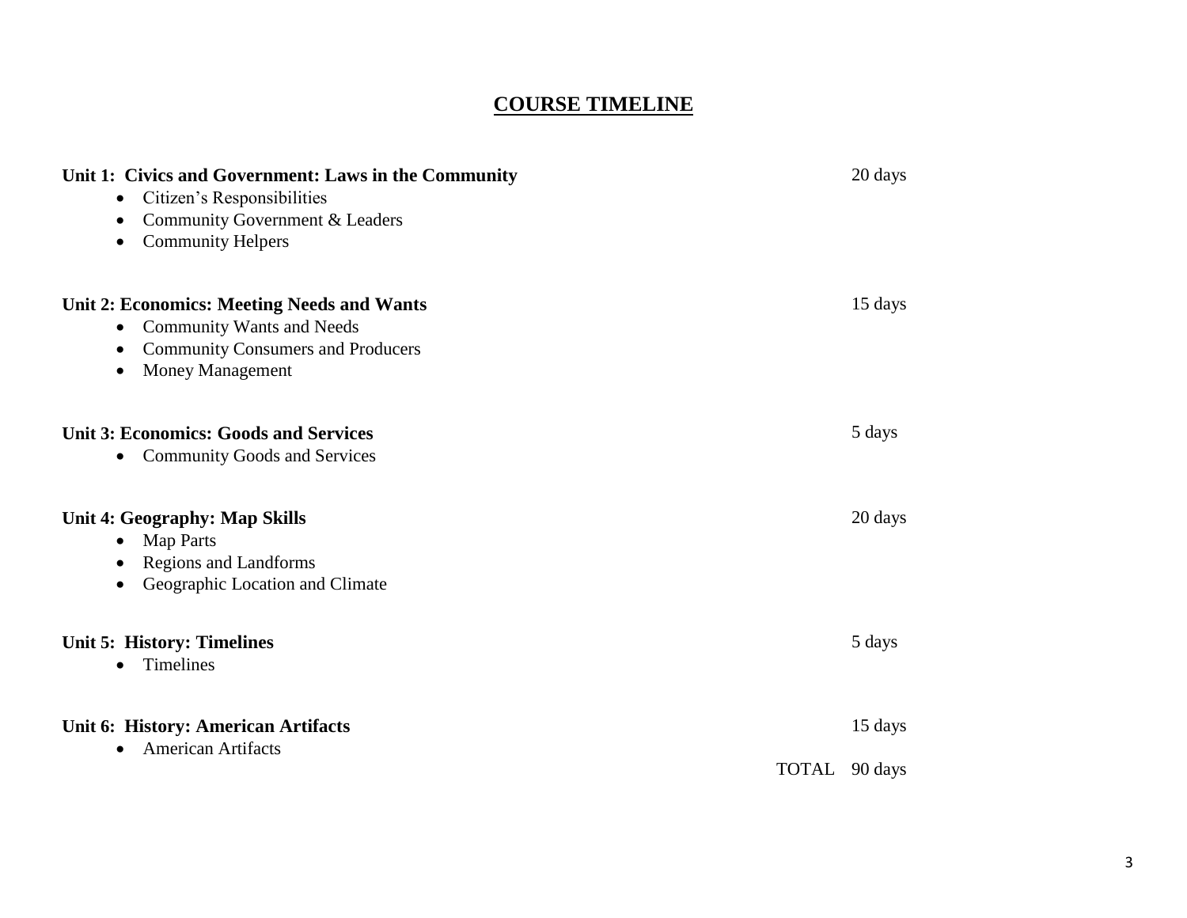## COURSE TIMELINE

**Unit 1: Civics and Government: Laws in the Community** — 20 days

- Citizen's Responsibilities
- Community Government & Leaders
- Community Helpers

**Unit 2: Economics: Meeting Needs and Wants** — 15 days

- Community Wants and Needs
- Community Consumers and Producers
- Money Management

**Unit 3: Economics: Goods and Services** — 5 days

- Community Goods and Services

**Unit 4: Geography: Map Skills** — 20 days

- Map Parts
- Regions and Landforms
- Geographic Location and Climate

**Unit 5: History: Timelines** — 5 days

- Timelines

**Unit 6: History: American Artifacts** — 15 days

- American Artifacts

TOTAL 90 days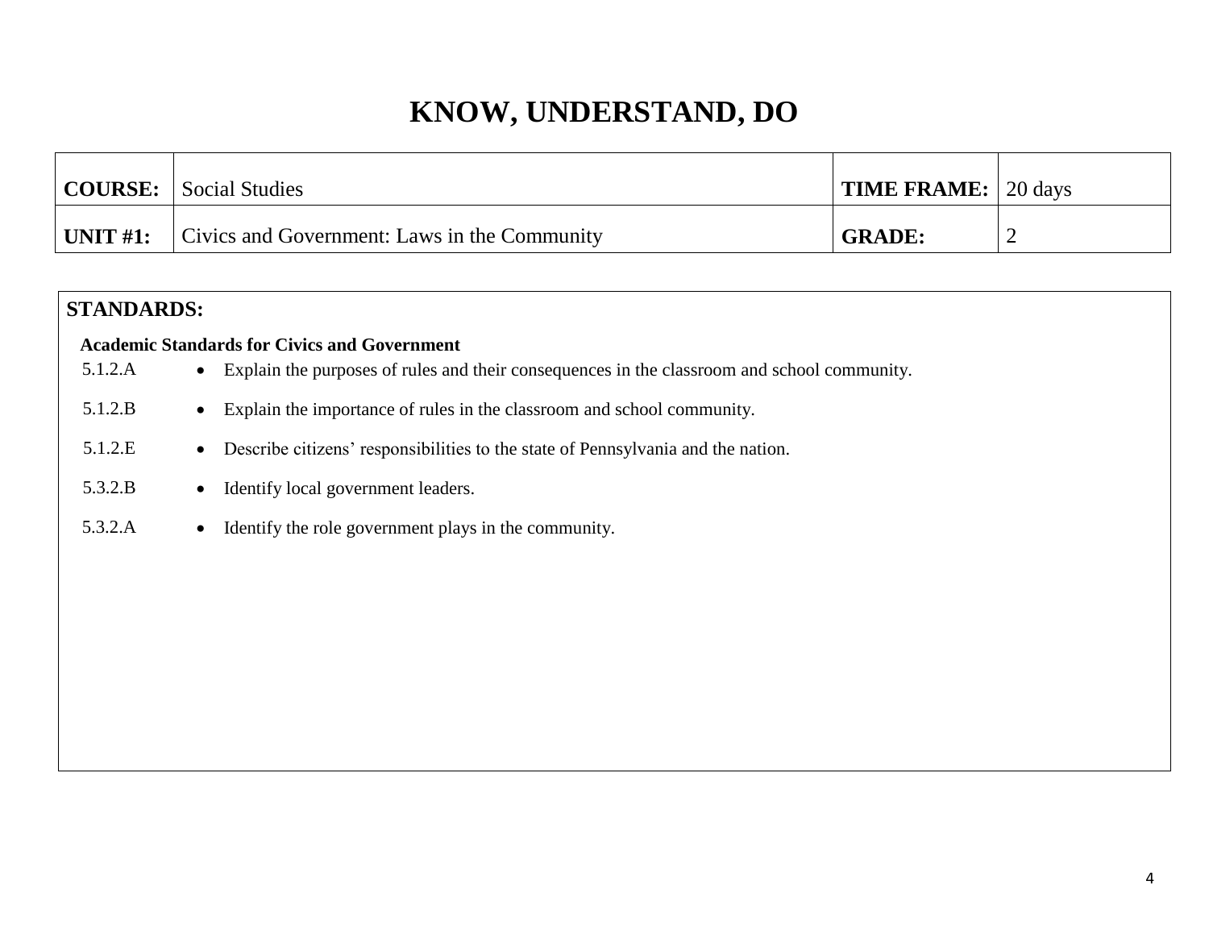# KNOW, UNDERSTAND, DO

| **COURSE:** | Social Studies | **TIME FRAME:** | 20 days |
|---|---|---|---|
| **UNIT #1:** | Civics and Government: Laws in the Community | **GRADE:** | 2 |

## STANDARDS:

**Academic Standards for Civics and Government**

| | |
|---|---|
| 5.1.2.A | Explain the purposes of rules and their consequences in the classroom and school community. |
| 5.1.2.B | Explain the importance of rules in the classroom and school community. |
| 5.1.2.E | Describe citizens' responsibilities to the state of Pennsylvania and the nation. |
| 5.3.2.B | Identify local government leaders. |
| 5.3.2.A | Identify the role government plays in the community. |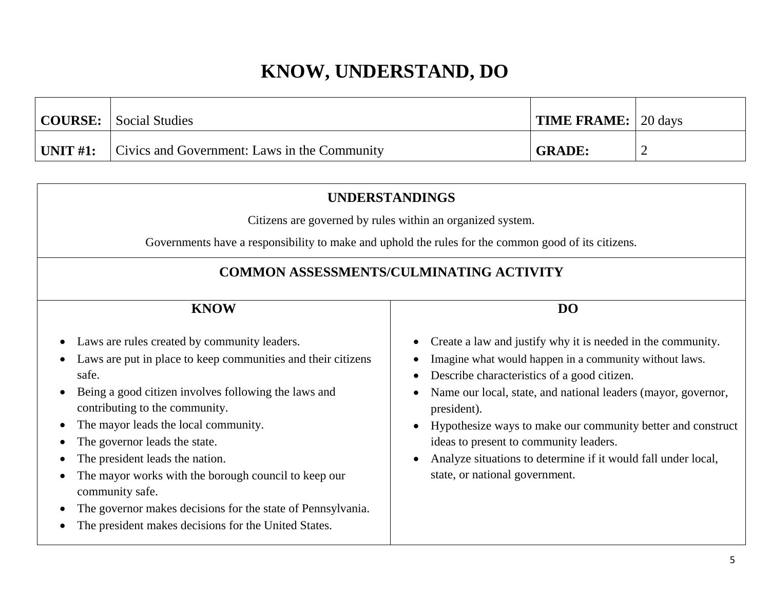# KNOW, UNDERSTAND, DO

| **COURSE:** | Social Studies | **TIME FRAME:** | 20 days |
|---|---|---|---|
| **UNIT #1:** | Civics and Government: Laws in the Community | **GRADE:** | 2 |

## UNDERSTANDINGS

Citizens are governed by rules within an organized system.

Governments have a responsibility to make and uphold the rules for the common good of its citizens.

## COMMON ASSESSMENTS/CULMINATING ACTIVITY

### KNOW

- Laws are rules created by community leaders.
- Laws are put in place to keep communities and their citizens safe.
- Being a good citizen involves following the laws and contributing to the community.
- The mayor leads the local community.
- The governor leads the state.
- The president leads the nation.
- The mayor works with the borough council to keep our community safe.
- The governor makes decisions for the state of Pennsylvania.
- The president makes decisions for the United States.

### DO

- Create a law and justify why it is needed in the community.
- Imagine what would happen in a community without laws.
- Describe characteristics of a good citizen.
- Name our local, state, and national leaders (mayor, governor, president).
- Hypothesize ways to make our community better and construct ideas to present to community leaders.
- Analyze situations to determine if it would fall under local, state, or national government.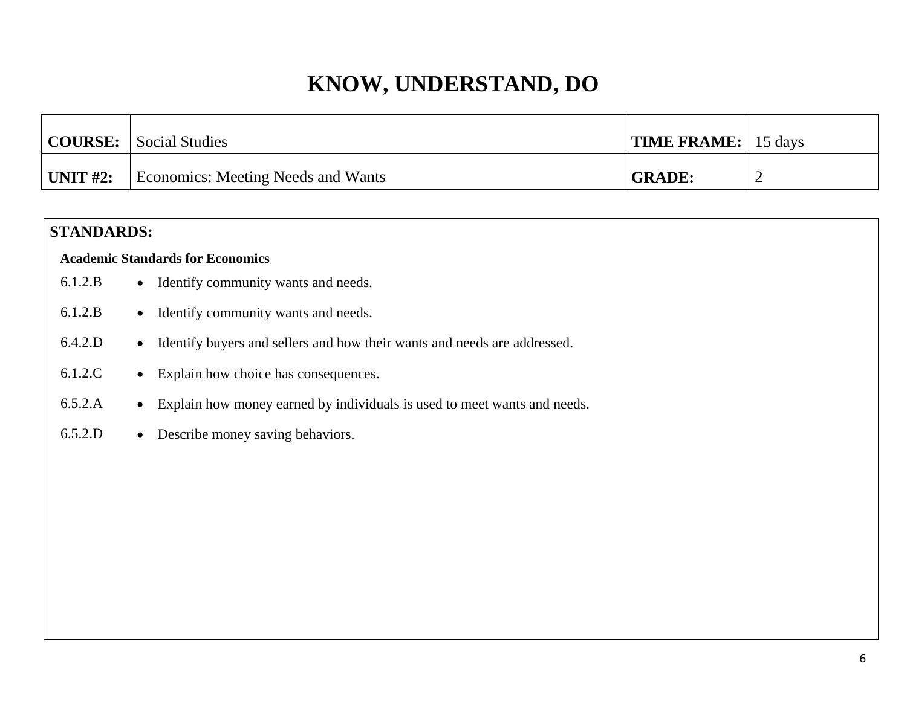# KNOW, UNDERSTAND, DO

| **COURSE:** | Social Studies | **TIME FRAME:** | 15 days |
|---|---|---|---|
| **UNIT #2:** | Economics: Meeting Needs and Wants | **GRADE:** | 2 |

**STANDARDS:**

**Academic Standards for Economics**

| | |
|---|---|
| 6.1.2.B | • Identify community wants and needs. |
| 6.1.2.B | • Identify community wants and needs. |
| 6.4.2.D | • Identify buyers and sellers and how their wants and needs are addressed. |
| 6.1.2.C | • Explain how choice has consequences. |
| 6.5.2.A | • Explain how money earned by individuals is used to meet wants and needs. |
| 6.5.2.D | • Describe money saving behaviors. |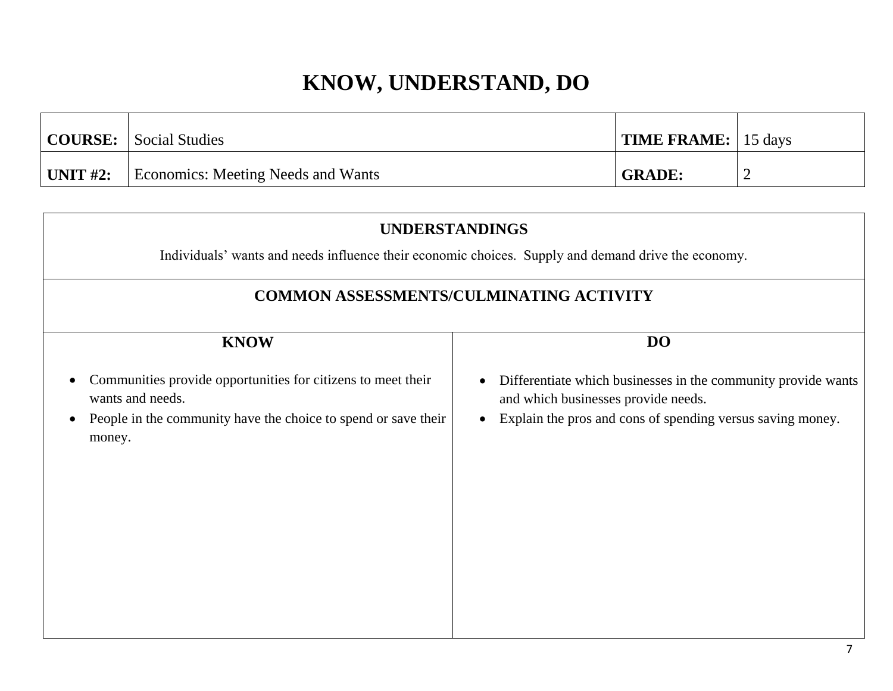# KNOW, UNDERSTAND, DO

| **COURSE:** | Social Studies | **TIME FRAME:** | 15 days |
|---|---|---|---|
| **UNIT #2:** | Economics: Meeting Needs and Wants | **GRADE:** | 2 |

## UNDERSTANDINGS

Individuals' wants and needs influence their economic choices. Supply and demand drive the economy.

## COMMON ASSESSMENTS/CULMINATING ACTIVITY

| **KNOW** | **DO** |
|---|---|
| • Communities provide opportunities for citizens to meet their wants and needs.<br>• People in the community have the choice to spend or save their money. | • Differentiate which businesses in the community provide wants and which businesses provide needs.<br>• Explain the pros and cons of spending versus saving money. |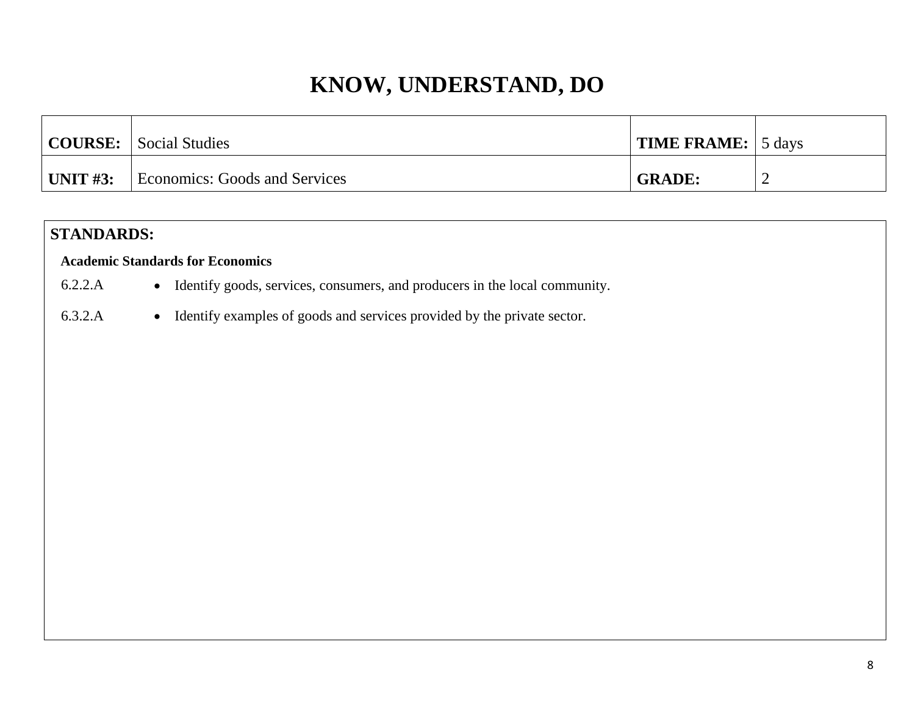# KNOW, UNDERSTAND, DO

| COURSE: | Social Studies | TIME FRAME: | 5 days |
|---|---|---|---|
| UNIT #3: | Economics: Goods and Services | GRADE: | 2 |

## STANDARDS:

**Academic Standards for Economics**

6.2.2.A
- Identify goods, services, consumers, and producers in the local community.

6.3.2.A
- Identify examples of goods and services provided by the private sector.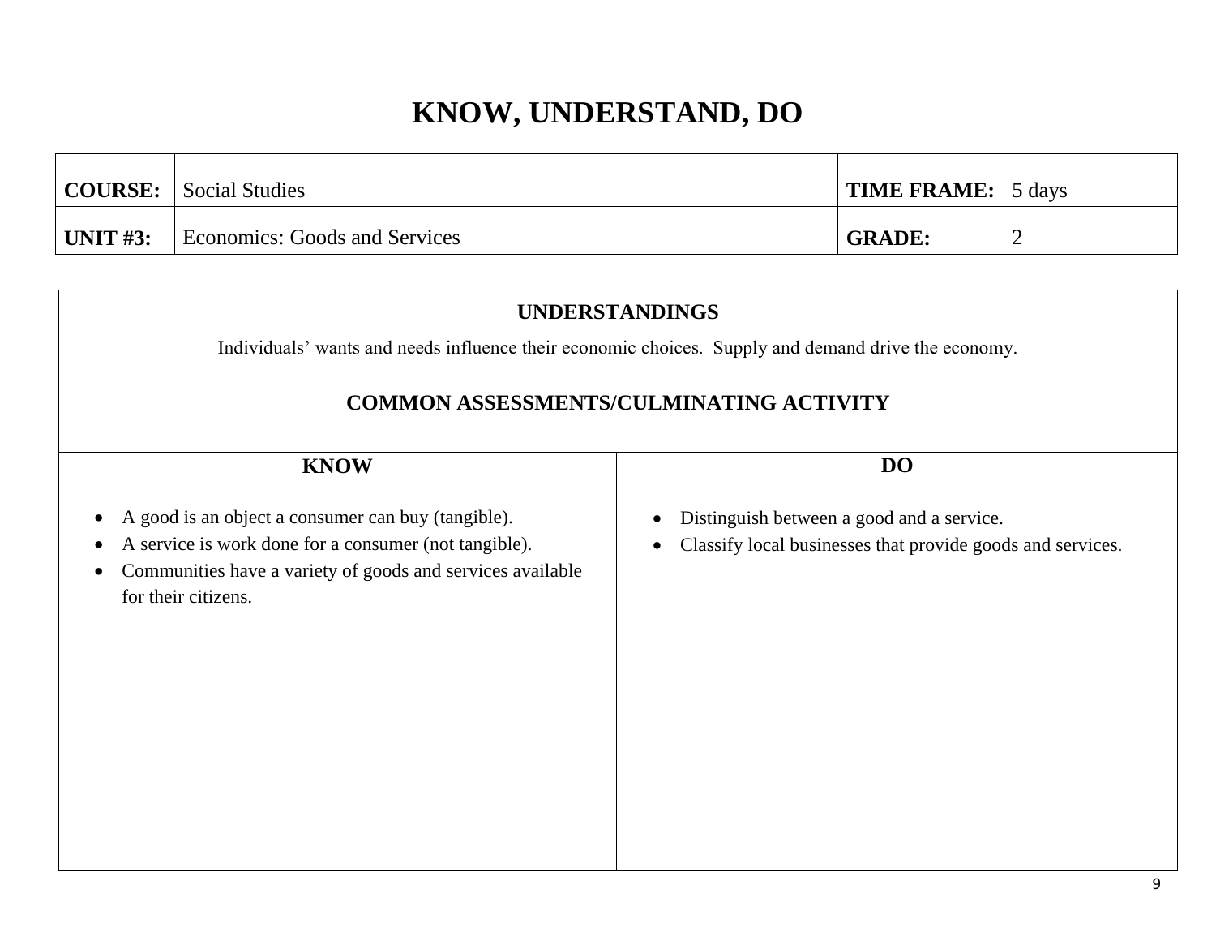# KNOW, UNDERSTAND, DO

| **COURSE:** | Social Studies | **TIME FRAME:** | 5 days |
|---|---|---|---|
| **UNIT #3:** | Economics: Goods and Services | **GRADE:** | 2 |

## UNDERSTANDINGS

Individuals' wants and needs influence their economic choices. Supply and demand drive the economy.

## COMMON ASSESSMENTS/CULMINATING ACTIVITY

| **KNOW** | **DO** |
|---|---|
| • A good is an object a consumer can buy (tangible).<br>• A service is work done for a consumer (not tangible).<br>• Communities have a variety of goods and services available for their citizens. | • Distinguish between a good and a service.<br>• Classify local businesses that provide goods and services. |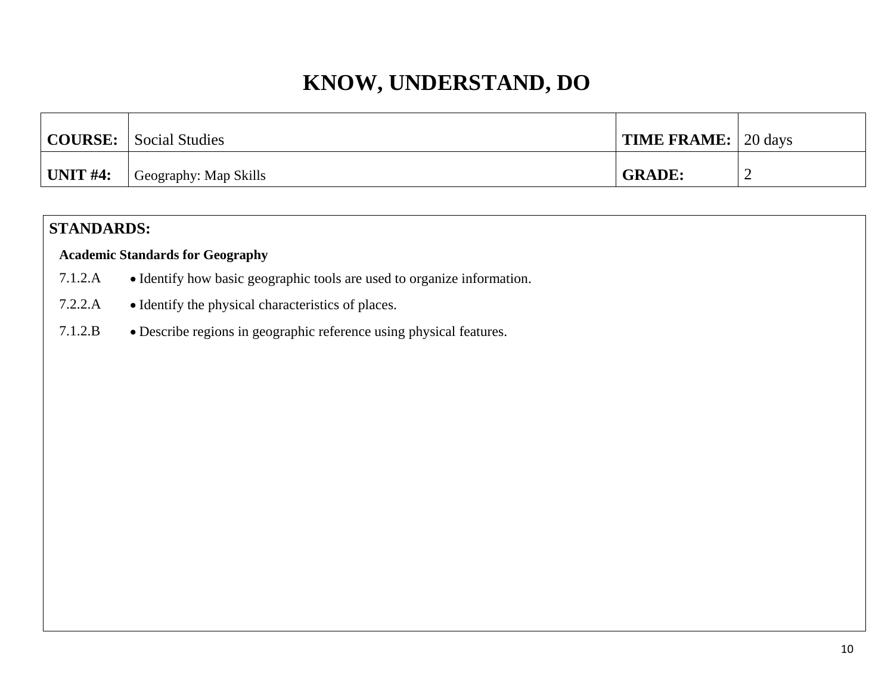# KNOW, UNDERSTAND, DO

| **COURSE:** | Social Studies | **TIME FRAME:** | 20 days |
|---|---|---|---|
| **UNIT #4:** | Geography: Map Skills | **GRADE:** | 2 |

**STANDARDS:**

**Academic Standards for Geography**

7.1.2.A • Identify how basic geographic tools are used to organize information.

7.2.2.A • Identify the physical characteristics of places.

7.1.2.B • Describe regions in geographic reference using physical features.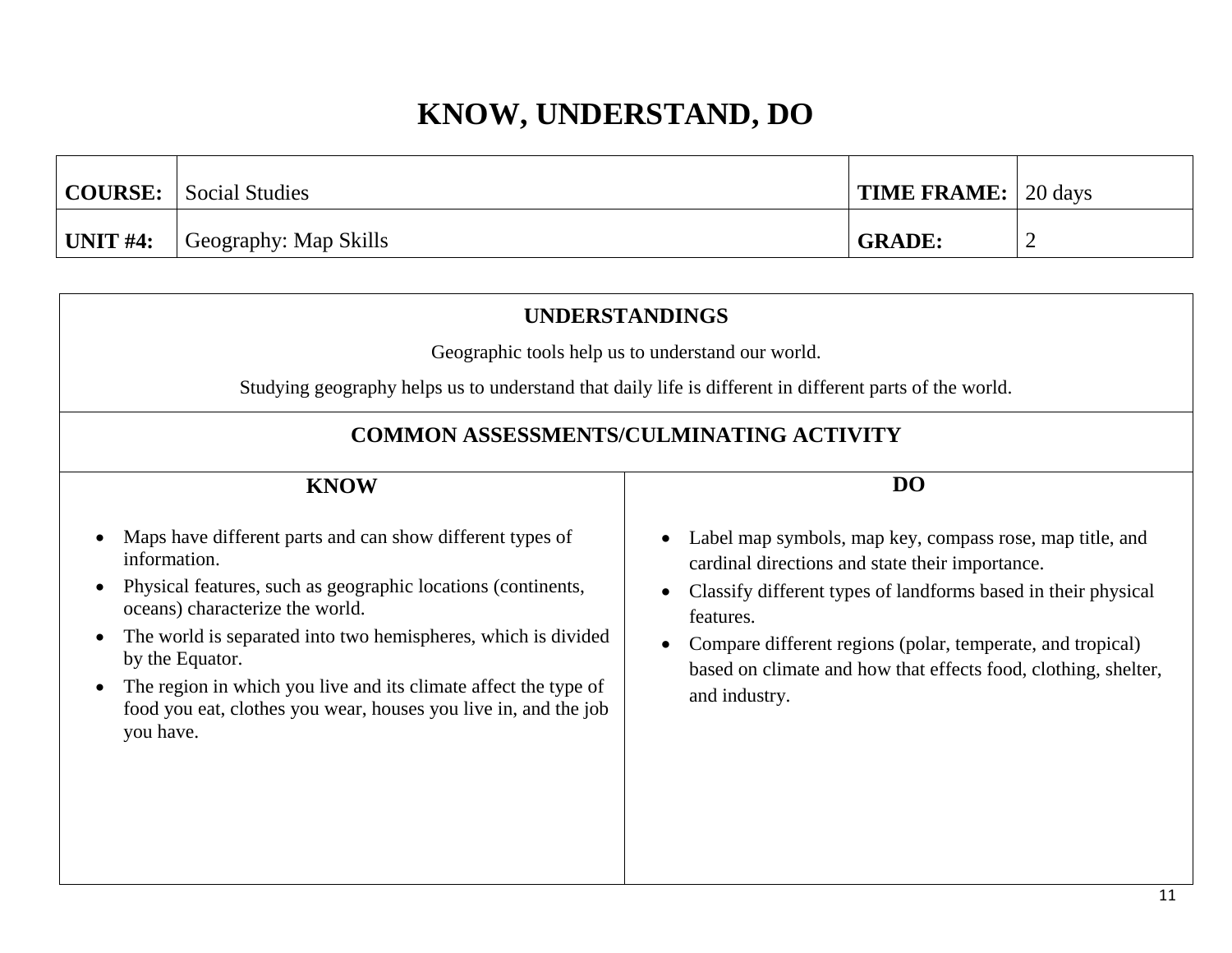# KNOW, UNDERSTAND, DO

| **COURSE:** | Social Studies | **TIME FRAME:** | 20 days |
|---|---|---|---|
| **UNIT #4:** | Geography: Map Skills | **GRADE:** | 2 |

## UNDERSTANDINGS

Geographic tools help us to understand our world.

Studying geography helps us to understand that daily life is different in different parts of the world.

## COMMON ASSESSMENTS/CULMINATING ACTIVITY

| **KNOW** | **DO** |
|---|---|
| • Maps have different parts and can show different types of information.<br>• Physical features, such as geographic locations (continents, oceans) characterize the world.<br>• The world is separated into two hemispheres, which is divided by the Equator.<br>• The region in which you live and its climate affect the type of food you eat, clothes you wear, houses you live in, and the job you have. | • Label map symbols, map key, compass rose, map title, and cardinal directions and state their importance.<br>• Classify different types of landforms based in their physical features.<br>• Compare different regions (polar, temperate, and tropical) based on climate and how that effects food, clothing, shelter, and industry. |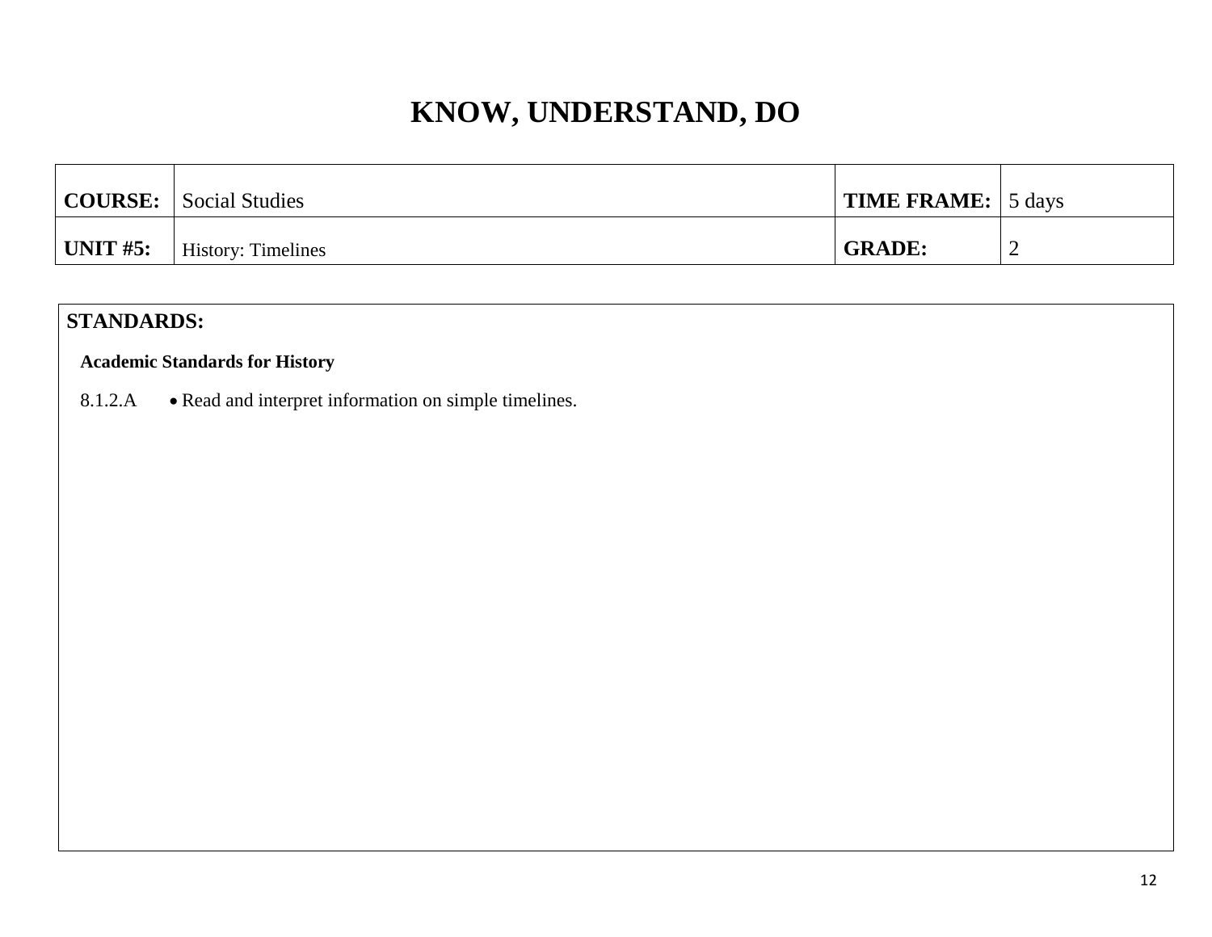# KNOW, UNDERSTAND, DO

| **COURSE:** | Social Studies | **TIME FRAME:** | 5 days |
|---|---|---|---|
| **UNIT #5:** | History: Timelines | **GRADE:** | 2 |

**STANDARDS:**

**Academic Standards for History**

8.1.2.A
- Read and interpret information on simple timelines.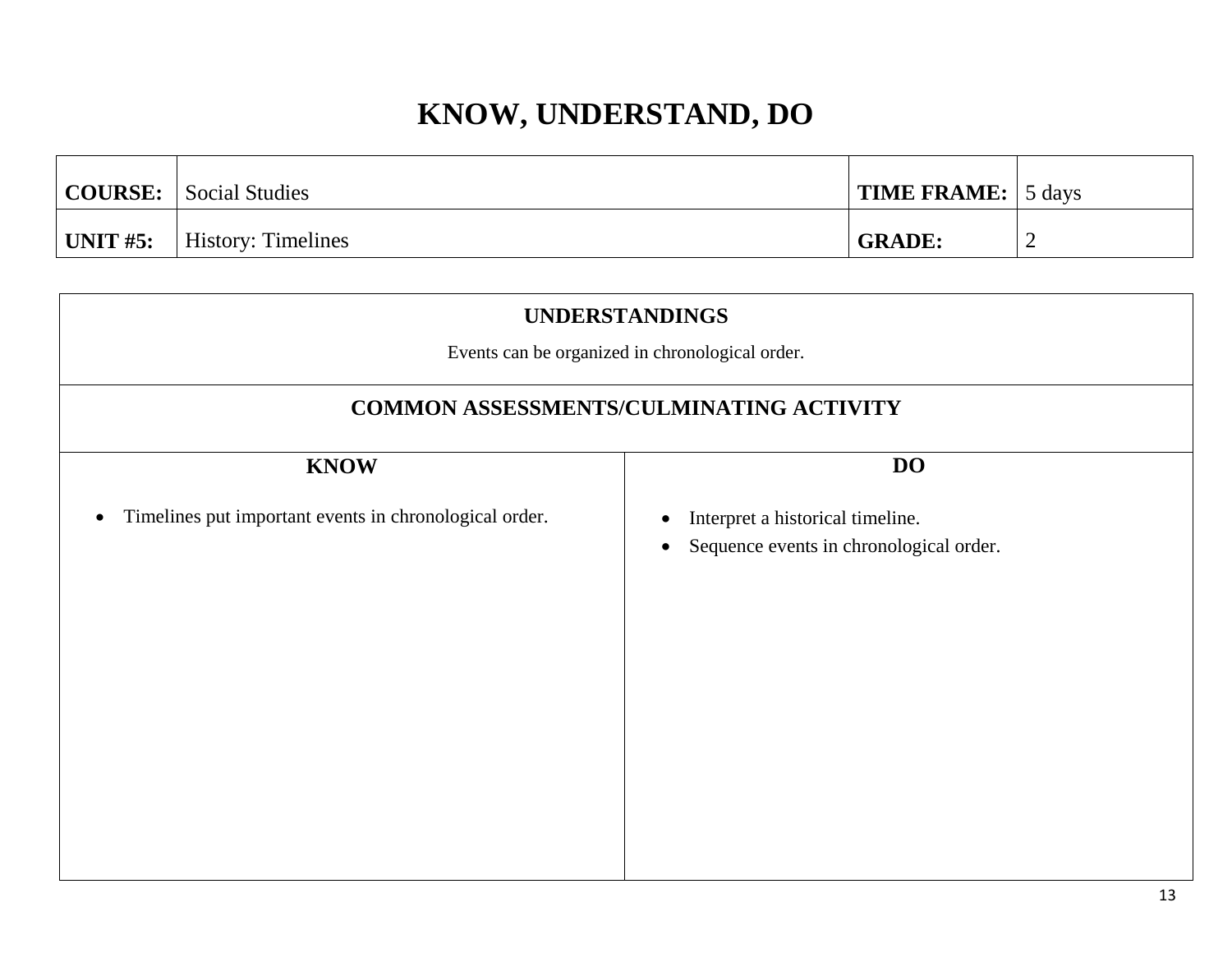# KNOW, UNDERSTAND, DO

| | | | |
|---|---|---|---|
| **COURSE:** | Social Studies | **TIME FRAME:** | 5 days |
| **UNIT #5:** | History: Timelines | **GRADE:** | 2 |

## UNDERSTANDINGS

Events can be organized in chronological order.

## COMMON ASSESSMENTS/CULMINATING ACTIVITY

| KNOW | DO |
|---|---|
| • Timelines put important events in chronological order. | • Interpret a historical timeline.<br>• Sequence events in chronological order. |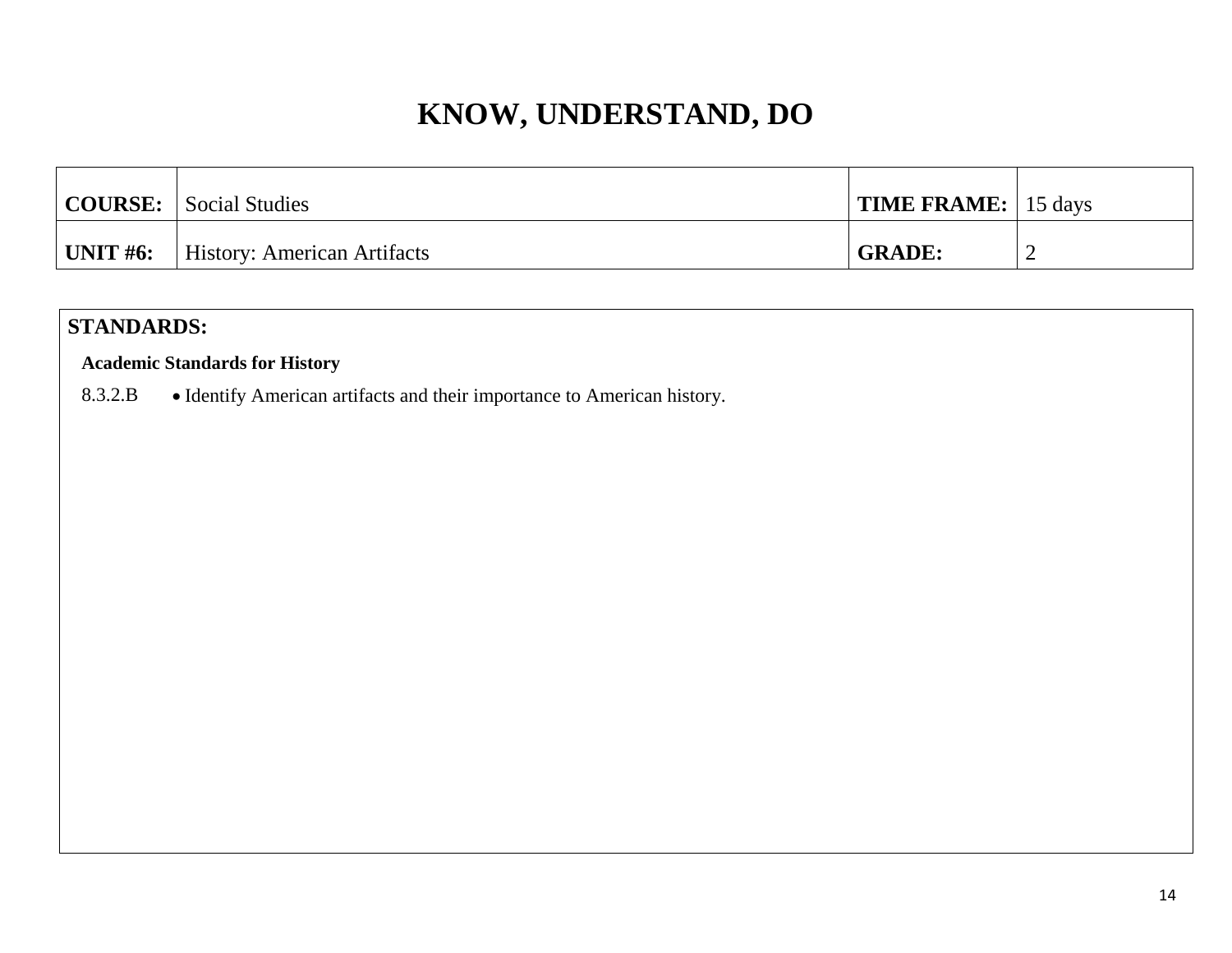# KNOW, UNDERSTAND, DO

| **COURSE:** | Social Studies | **TIME FRAME:** | 15 days |
|---|---|---|---|
| **UNIT #6:** | History: American Artifacts | **GRADE:** | 2 |

## STANDARDS:

**Academic Standards for History**

8.3.2.B
- Identify American artifacts and their importance to American history.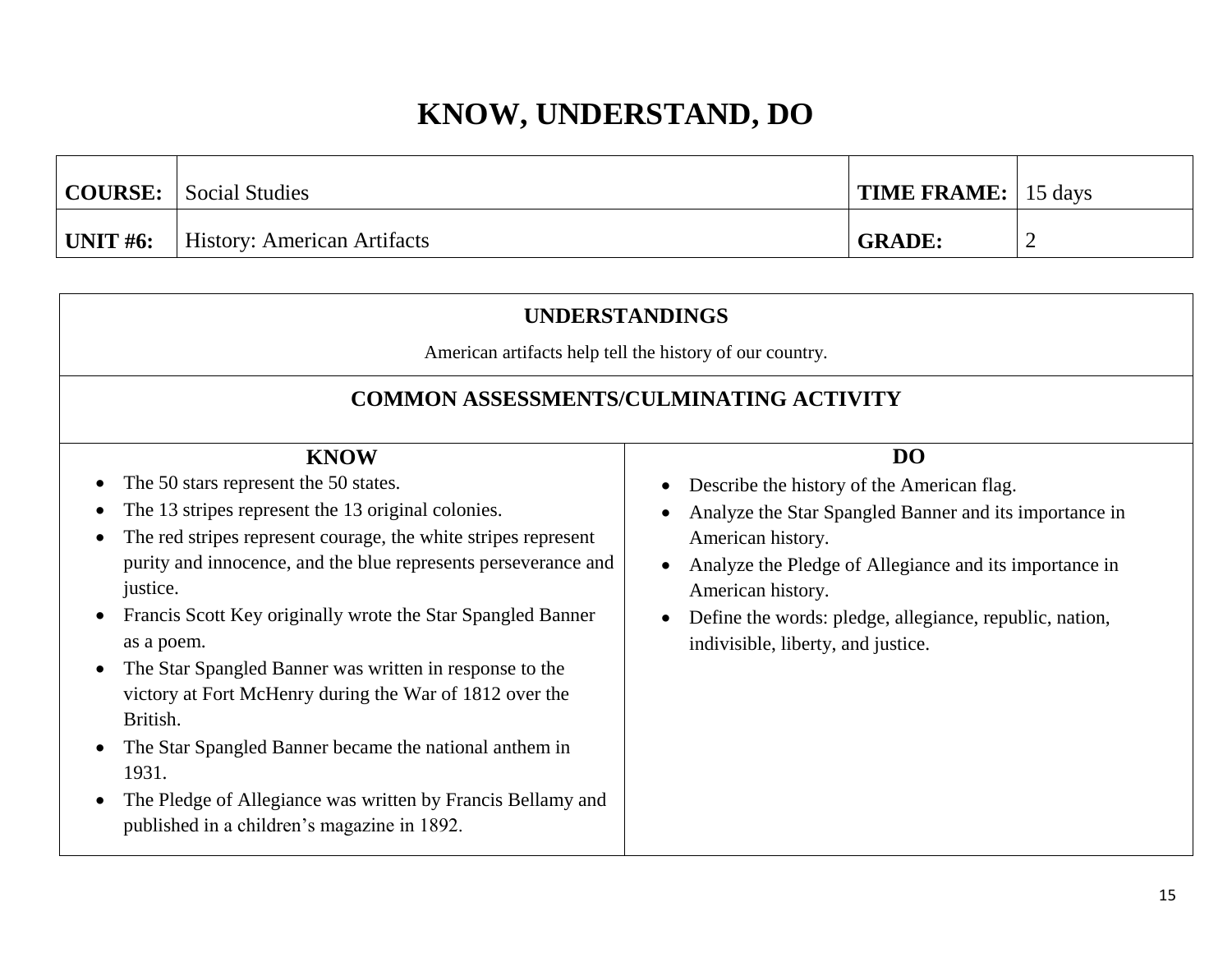# KNOW, UNDERSTAND, DO

| COURSE: | Social Studies | TIME FRAME: | 15 days |
|---|---|---|---|
| UNIT #6: | History: American Artifacts | GRADE: | 2 |

## UNDERSTANDINGS

American artifacts help tell the history of our country.

## COMMON ASSESSMENTS/CULMINATING ACTIVITY

### KNOW

- The 50 stars represent the 50 states.
- The 13 stripes represent the 13 original colonies.
- The red stripes represent courage, the white stripes represent purity and innocence, and the blue represents perseverance and justice.
- Francis Scott Key originally wrote the Star Spangled Banner as a poem.
- The Star Spangled Banner was written in response to the victory at Fort McHenry during the War of 1812 over the British.
- The Star Spangled Banner became the national anthem in 1931.
- The Pledge of Allegiance was written by Francis Bellamy and published in a children's magazine in 1892.

### DO

- Describe the history of the American flag.
- Analyze the Star Spangled Banner and its importance in American history.
- Analyze the Pledge of Allegiance and its importance in American history.
- Define the words: pledge, allegiance, republic, nation, indivisible, liberty, and justice.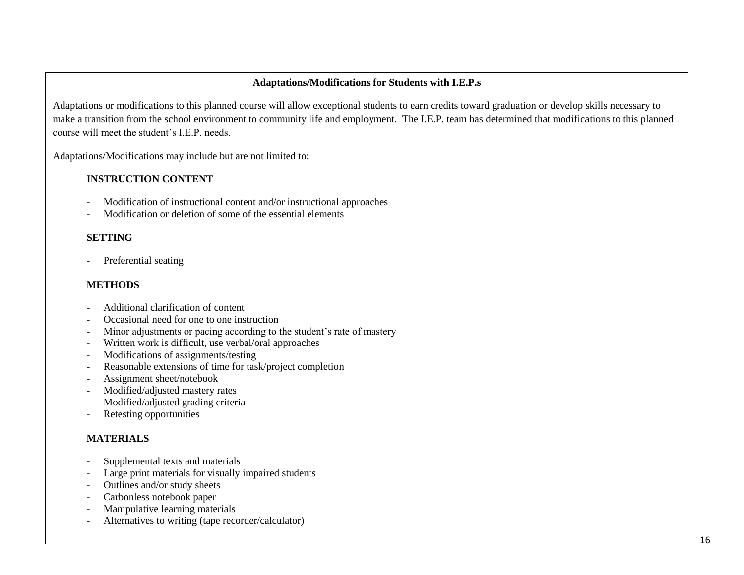**Adaptations/Modifications for Students with I.E.P.s**

Adaptations or modifications to this planned course will allow exceptional students to earn credits toward graduation or develop skills necessary to make a transition from the school environment to community life and employment. The I.E.P. team has determined that modifications to this planned course will meet the student's I.E.P. needs.

Adaptations/Modifications may include but are not limited to:

**INSTRUCTION CONTENT**

- Modification of instructional content and/or instructional approaches
- Modification or deletion of some of the essential elements

**SETTING**

- Preferential seating

**METHODS**

- Additional clarification of content
- Occasional need for one to one instruction
- Minor adjustments or pacing according to the student's rate of mastery
- Written work is difficult, use verbal/oral approaches
- Modifications of assignments/testing
- Reasonable extensions of time for task/project completion
- Assignment sheet/notebook
- Modified/adjusted mastery rates
- Modified/adjusted grading criteria
- Retesting opportunities

**MATERIALS**

- Supplemental texts and materials
- Large print materials for visually impaired students
- Outlines and/or study sheets
- Carbonless notebook paper
- Manipulative learning materials
- Alternatives to writing (tape recorder/calculator)